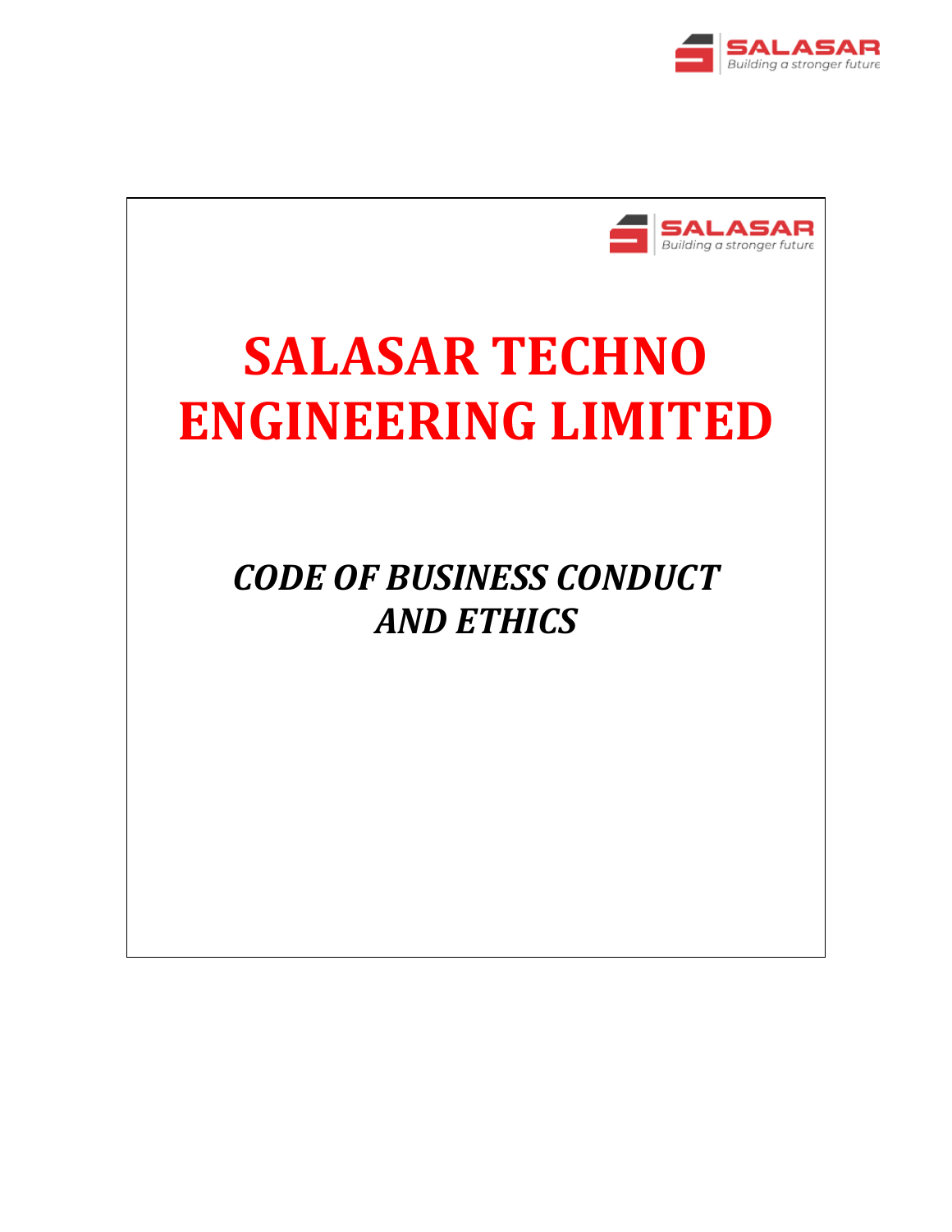# SALASAR TECHNO ENGINEERING LIMITED

## *CODE OF BUSINESS CONDUCT AND ETHICS*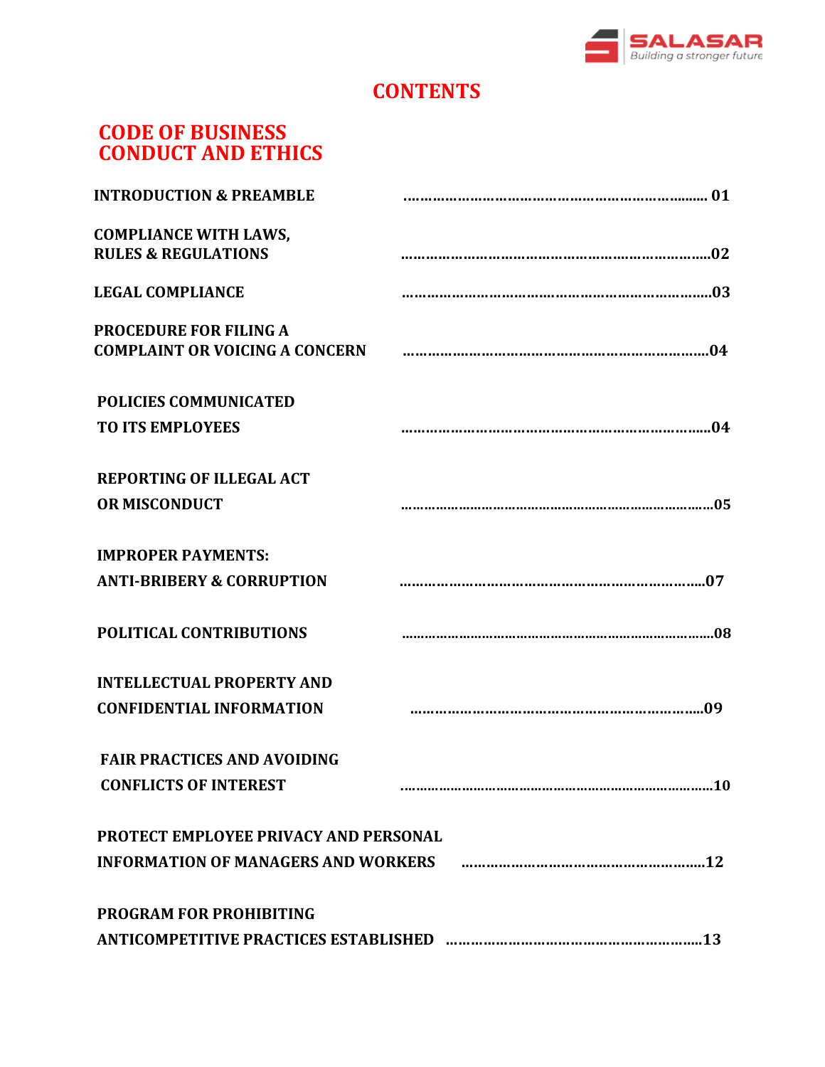# CONTENTS

## CODE OF BUSINESS CONDUCT AND ETHICS

| | |
|---|---|
| INTRODUCTION & PREAMBLE | 01 |
| COMPLIANCE WITH LAWS, RULES & REGULATIONS | 02 |
| LEGAL COMPLIANCE | 03 |
| PROCEDURE FOR FILING A COMPLAINT OR VOICING A CONCERN | 04 |
| POLICIES COMMUNICATED TO ITS EMPLOYEES | 04 |
| REPORTING OF ILLEGAL ACT OR MISCONDUCT | 05 |
| IMPROPER PAYMENTS: ANTI-BRIBERY & CORRUPTION | 07 |
| POLITICAL CONTRIBUTIONS | 08 |
| INTELLECTUAL PROPERTY AND CONFIDENTIAL INFORMATION | 09 |
| FAIR PRACTICES AND AVOIDING CONFLICTS OF INTEREST | 10 |
| PROTECT EMPLOYEE PRIVACY AND PERSONAL INFORMATION OF MANAGERS AND WORKERS | 12 |
| PROGRAM FOR PROHIBITING ANTICOMPETITIVE PRACTICES ESTABLISHED | 13 |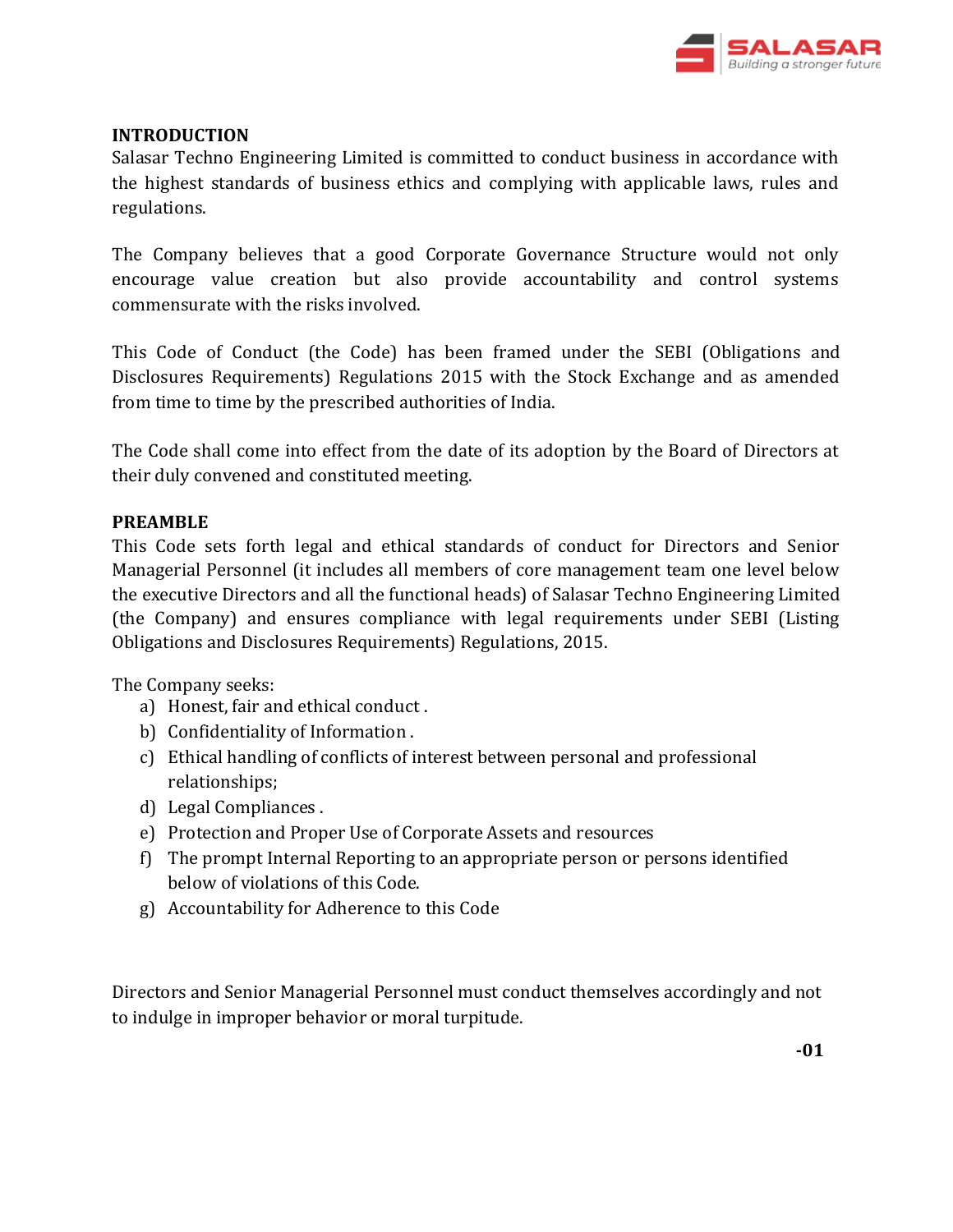## INTRODUCTION

Salasar Techno Engineering Limited is committed to conduct business in accordance with the highest standards of business ethics and complying with applicable laws, rules and regulations.

The Company believes that a good Corporate Governance Structure would not only encourage value creation but also provide accountability and control systems commensurate with the risks involved.

This Code of Conduct (the Code) has been framed under the SEBI (Obligations and Disclosures Requirements) Regulations 2015 with the Stock Exchange and as amended from time to time by the prescribed authorities of India.

The Code shall come into effect from the date of its adoption by the Board of Directors at their duly convened and constituted meeting.

## PREAMBLE

This Code sets forth legal and ethical standards of conduct for Directors and Senior Managerial Personnel (it includes all members of core management team one level below the executive Directors and all the functional heads) of Salasar Techno Engineering Limited (the Company) and ensures compliance with legal requirements under SEBI (Listing Obligations and Disclosures Requirements) Regulations, 2015.

The Company seeks:

a) Honest, fair and ethical conduct .
b) Confidentiality of Information .
c) Ethical handling of conflicts of interest between personal and professional relationships;
d) Legal Compliances .
e) Protection and Proper Use of Corporate Assets and resources
f) The prompt Internal Reporting to an appropriate person or persons identified below of violations of this Code.
g) Accountability for Adherence to this Code

Directors and Senior Managerial Personnel must conduct themselves accordingly and not to indulge in improper behavior or moral turpitude.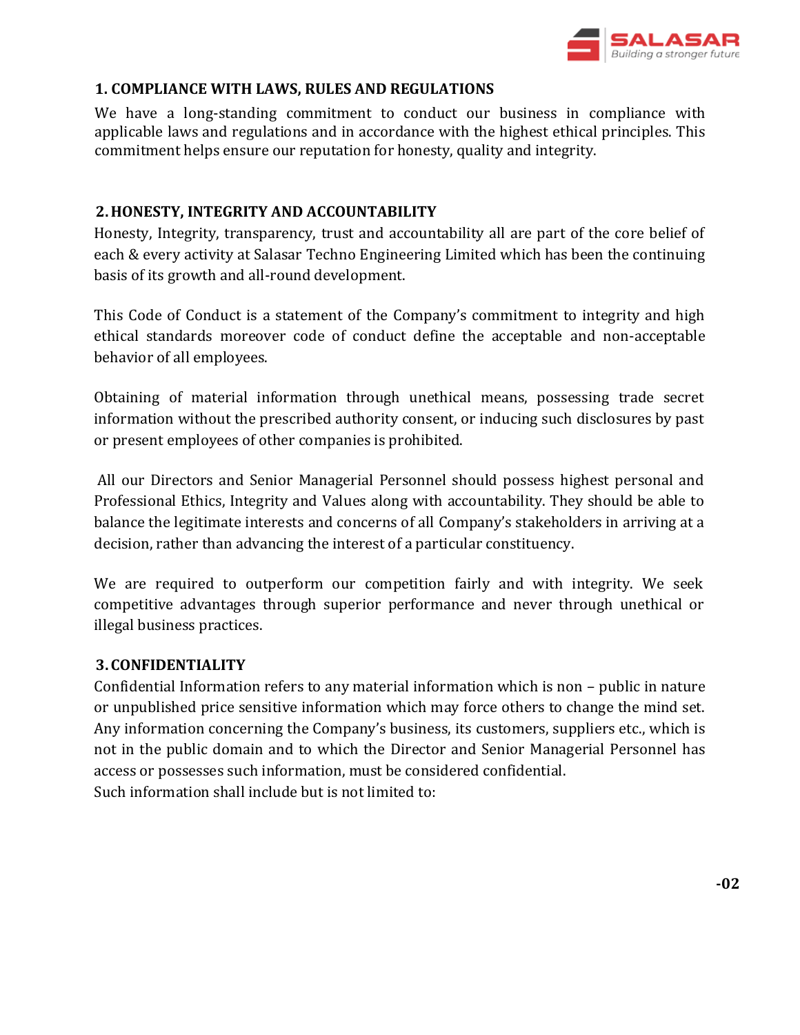## 1. COMPLIANCE WITH LAWS, RULES AND REGULATIONS

We have a long-standing commitment to conduct our business in compliance with applicable laws and regulations and in accordance with the highest ethical principles. This commitment helps ensure our reputation for honesty, quality and integrity.

## 2. HONESTY, INTEGRITY AND ACCOUNTABILITY

Honesty, Integrity, transparency, trust and accountability all are part of the core belief of each & every activity at Salasar Techno Engineering Limited which has been the continuing basis of its growth and all-round development.

This Code of Conduct is a statement of the Company's commitment to integrity and high ethical standards moreover code of conduct define the acceptable and non-acceptable behavior of all employees.

Obtaining of material information through unethical means, possessing trade secret information without the prescribed authority consent, or inducing such disclosures by past or present employees of other companies is prohibited.

All our Directors and Senior Managerial Personnel should possess highest personal and Professional Ethics, Integrity and Values along with accountability. They should be able to balance the legitimate interests and concerns of all Company's stakeholders in arriving at a decision, rather than advancing the interest of a particular constituency.

We are required to outperform our competition fairly and with integrity. We seek competitive advantages through superior performance and never through unethical or illegal business practices.

## 3. CONFIDENTIALITY

Confidential Information refers to any material information which is non – public in nature or unpublished price sensitive information which may force others to change the mind set. Any information concerning the Company's business, its customers, suppliers etc., which is not in the public domain and to which the Director and Senior Managerial Personnel has access or possesses such information, must be considered confidential.
Such information shall include but is not limited to: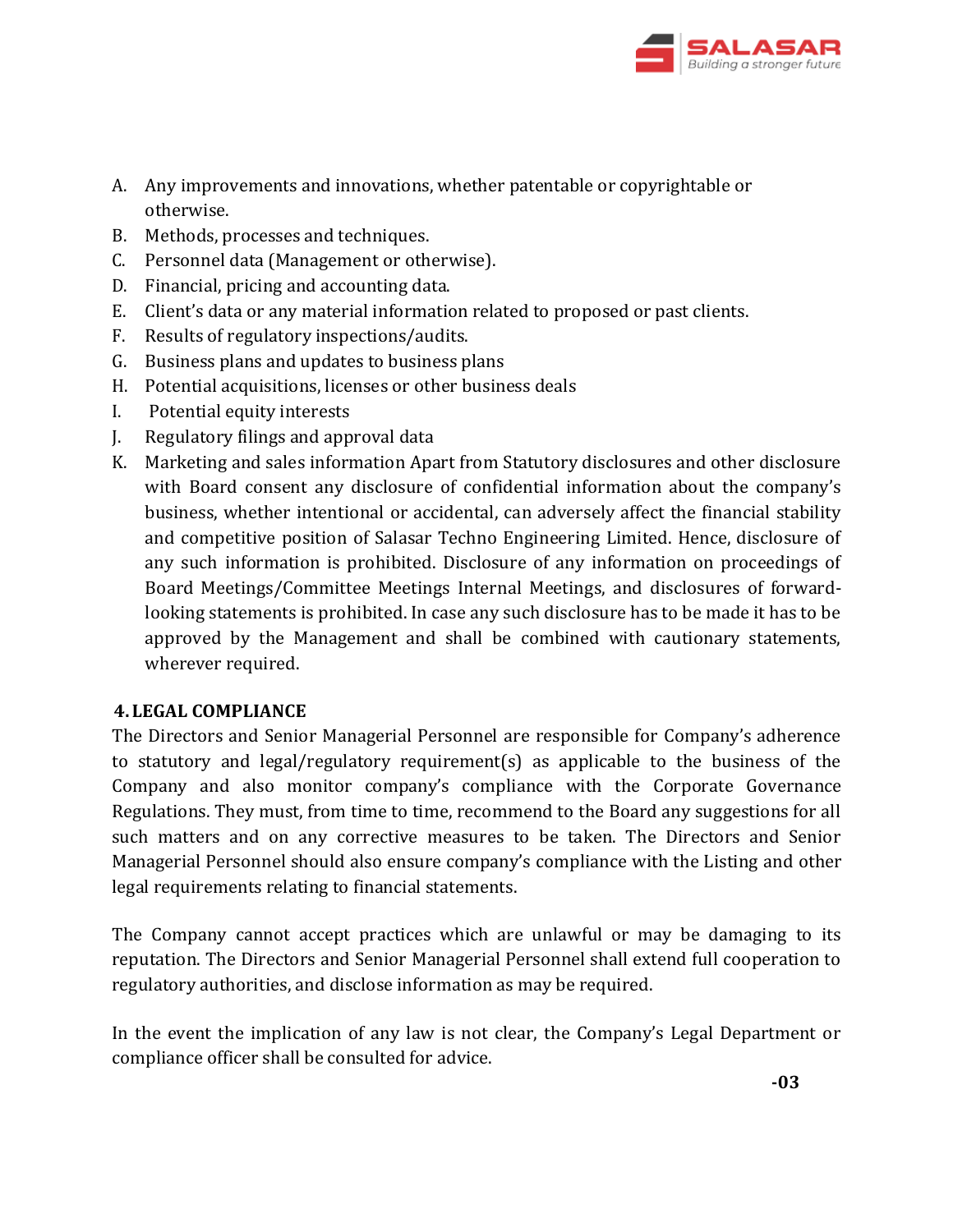A. Any improvements and innovations, whether patentable or copyrightable or otherwise.
B. Methods, processes and techniques.
C. Personnel data (Management or otherwise).
D. Financial, pricing and accounting data.
E. Client's data or any material information related to proposed or past clients.
F. Results of regulatory inspections/audits.
G. Business plans and updates to business plans
H. Potential acquisitions, licenses or other business deals
I. Potential equity interests
J. Regulatory filings and approval data
K. Marketing and sales information Apart from Statutory disclosures and other disclosure with Board consent any disclosure of confidential information about the company's business, whether intentional or accidental, can adversely affect the financial stability and competitive position of Salasar Techno Engineering Limited. Hence, disclosure of any such information is prohibited. Disclosure of any information on proceedings of Board Meetings/Committee Meetings Internal Meetings, and disclosures of forward-looking statements is prohibited. In case any such disclosure has to be made it has to be approved by the Management and shall be combined with cautionary statements, wherever required.

## 4. LEGAL COMPLIANCE

The Directors and Senior Managerial Personnel are responsible for Company's adherence to statutory and legal/regulatory requirement(s) as applicable to the business of the Company and also monitor company's compliance with the Corporate Governance Regulations. They must, from time to time, recommend to the Board any suggestions for all such matters and on any corrective measures to be taken. The Directors and Senior Managerial Personnel should also ensure company's compliance with the Listing and other legal requirements relating to financial statements.

The Company cannot accept practices which are unlawful or may be damaging to its reputation. The Directors and Senior Managerial Personnel shall extend full cooperation to regulatory authorities, and disclose information as may be required.

In the event the implication of any law is not clear, the Company's Legal Department or compliance officer shall be consulted for advice.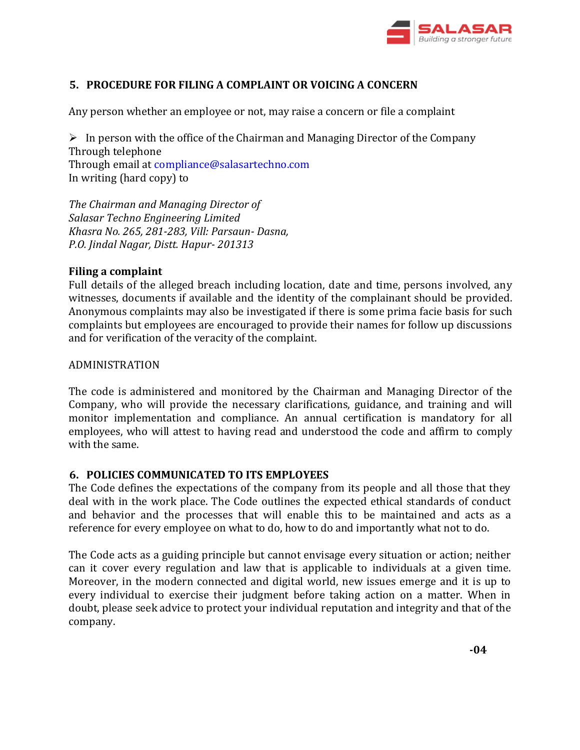## 5. PROCEDURE FOR FILING A COMPLAINT OR VOICING A CONCERN

Any person whether an employee or not, may raise a concern or file a complaint

- In person with the office of the Chairman and Managing Director of the Company
Through telephone
Through email at compliance@salasartechno.com
In writing (hard copy) to

*The Chairman and Managing Director of*
*Salasar Techno Engineering Limited*
*Khasra No. 265, 281-283, Vill: Parsaun- Dasna,*
*P.O. Jindal Nagar, Distt. Hapur- 201313*

**Filing a complaint**
Full details of the alleged breach including location, date and time, persons involved, any witnesses, documents if available and the identity of the complainant should be provided. Anonymous complaints may also be investigated if there is some prima facie basis for such complaints but employees are encouraged to provide their names for follow up discussions and for verification of the veracity of the complaint.

ADMINISTRATION

The code is administered and monitored by the Chairman and Managing Director of the Company, who will provide the necessary clarifications, guidance, and training and will monitor implementation and compliance. An annual certification is mandatory for all employees, who will attest to having read and understood the code and affirm to comply with the same.

## 6. POLICIES COMMUNICATED TO ITS EMPLOYEES

The Code defines the expectations of the company from its people and all those that they deal with in the work place. The Code outlines the expected ethical standards of conduct and behavior and the processes that will enable this to be maintained and acts as a reference for every employee on what to do, how to do and importantly what not to do.

The Code acts as a guiding principle but cannot envisage every situation or action; neither can it cover every regulation and law that is applicable to individuals at a given time. Moreover, in the modern connected and digital world, new issues emerge and it is up to every individual to exercise their judgment before taking action on a matter. When in doubt, please seek advice to protect your individual reputation and integrity and that of the company.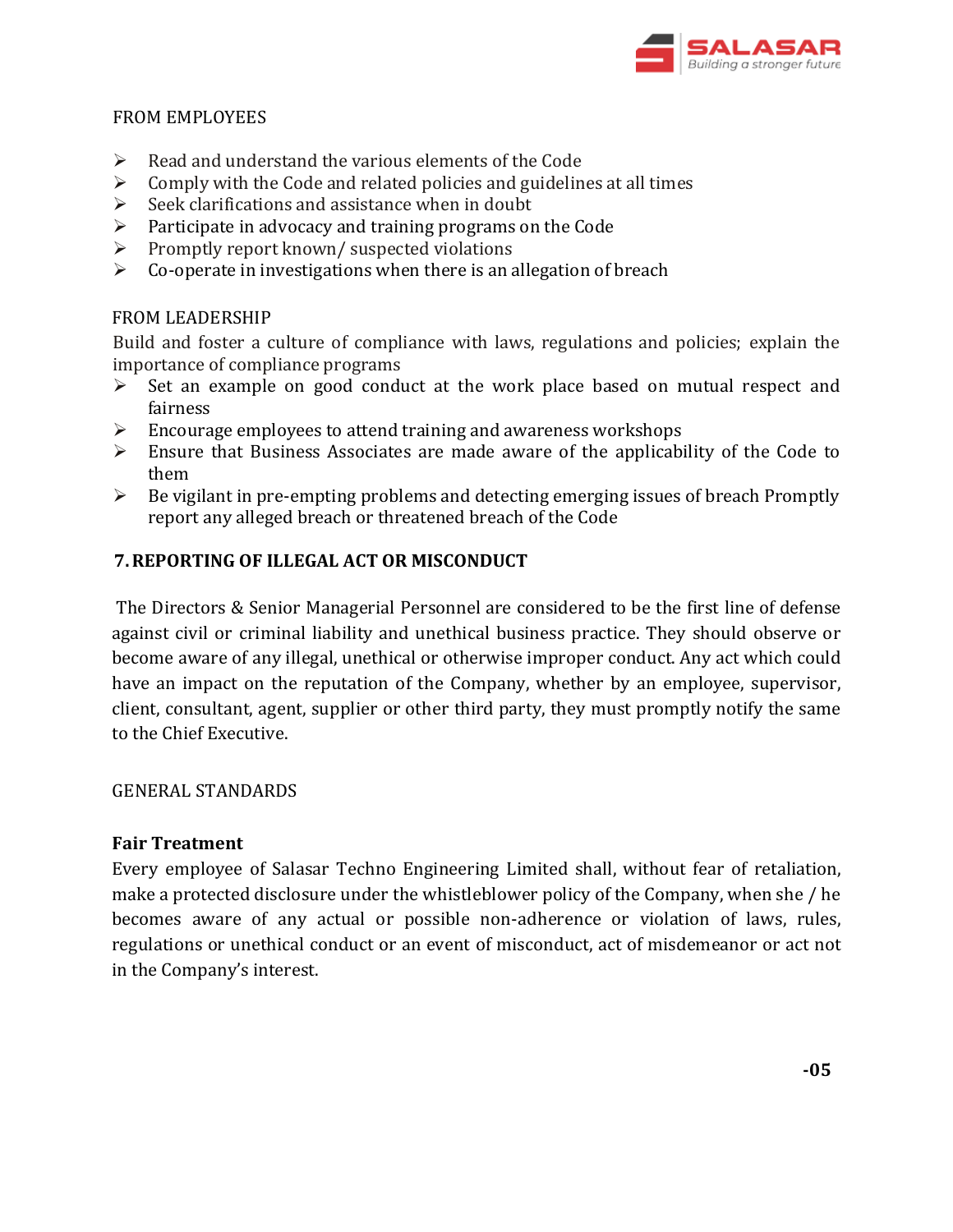FROM EMPLOYEES

- Read and understand the various elements of the Code
- Comply with the Code and related policies and guidelines at all times
- Seek clarifications and assistance when in doubt
- Participate in advocacy and training programs on the Code
- Promptly report known/ suspected violations
- Co-operate in investigations when there is an allegation of breach

FROM LEADERSHIP

Build and foster a culture of compliance with laws, regulations and policies; explain the importance of compliance programs

- Set an example on good conduct at the work place based on mutual respect and fairness
- Encourage employees to attend training and awareness workshops
- Ensure that Business Associates are made aware of the applicability of the Code to them
- Be vigilant in pre-empting problems and detecting emerging issues of breach Promptly report any alleged breach or threatened breach of the Code

## 7. REPORTING OF ILLEGAL ACT OR MISCONDUCT

The Directors & Senior Managerial Personnel are considered to be the first line of defense against civil or criminal liability and unethical business practice. They should observe or become aware of any illegal, unethical or otherwise improper conduct. Any act which could have an impact on the reputation of the Company, whether by an employee, supervisor, client, consultant, agent, supplier or other third party, they must promptly notify the same to the Chief Executive.

GENERAL STANDARDS

**Fair Treatment**

Every employee of Salasar Techno Engineering Limited shall, without fear of retaliation, make a protected disclosure under the whistleblower policy of the Company, when she / he becomes aware of any actual or possible non-adherence or violation of laws, rules, regulations or unethical conduct or an event of misconduct, act of misdemeanor or act not in the Company's interest.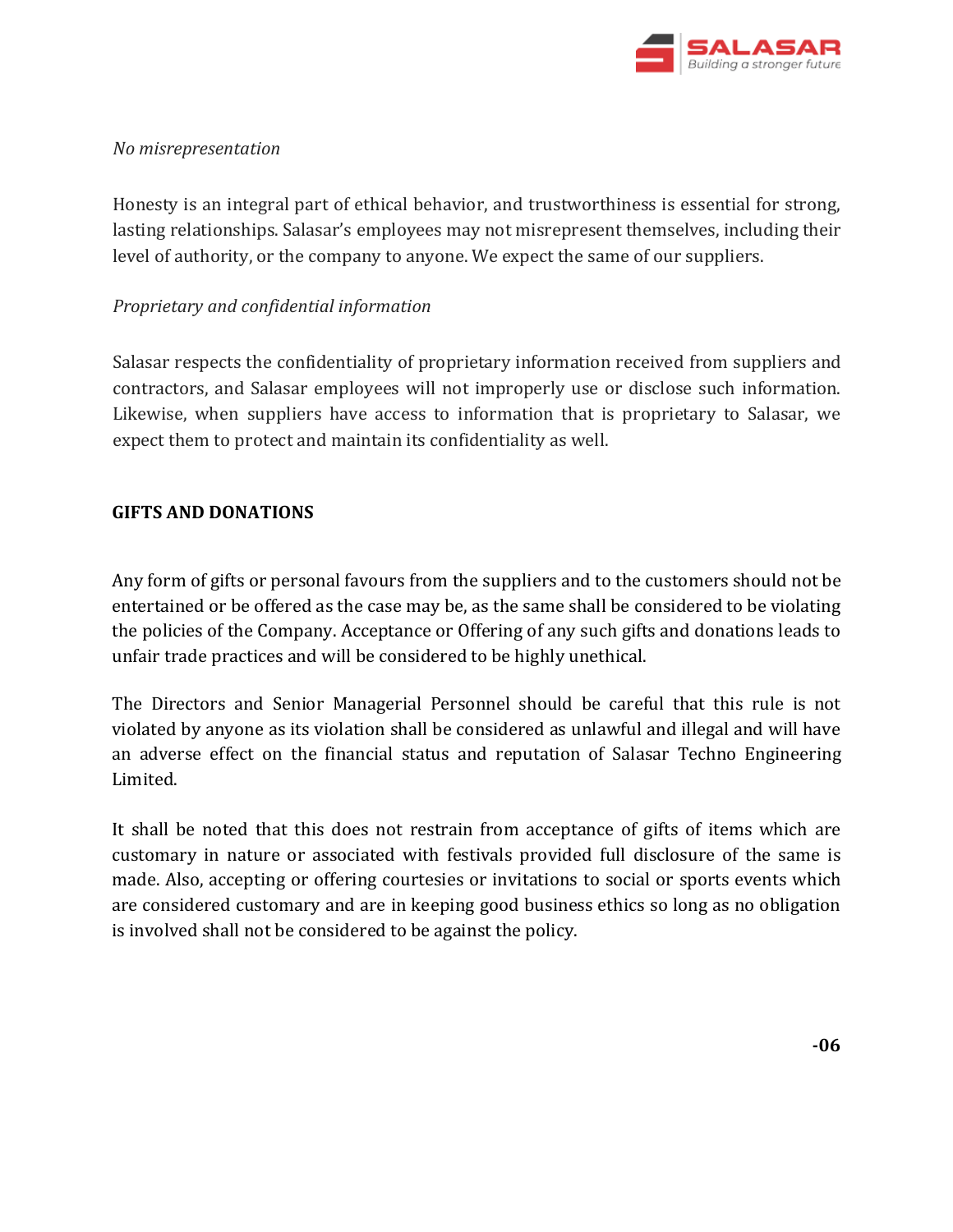*No misrepresentation*

Honesty is an integral part of ethical behavior, and trustworthiness is essential for strong, lasting relationships. Salasar's employees may not misrepresent themselves, including their level of authority, or the company to anyone. We expect the same of our suppliers.

*Proprietary and confidential information*

Salasar respects the confidentiality of proprietary information received from suppliers and contractors, and Salasar employees will not improperly use or disclose such information. Likewise, when suppliers have access to information that is proprietary to Salasar, we expect them to protect and maintain its confidentiality as well.

**GIFTS AND DONATIONS**

Any form of gifts or personal favours from the suppliers and to the customers should not be entertained or be offered as the case may be, as the same shall be considered to be violating the policies of the Company. Acceptance or Offering of any such gifts and donations leads to unfair trade practices and will be considered to be highly unethical.

The Directors and Senior Managerial Personnel should be careful that this rule is not violated by anyone as its violation shall be considered as unlawful and illegal and will have an adverse effect on the financial status and reputation of Salasar Techno Engineering Limited.

It shall be noted that this does not restrain from acceptance of gifts of items which are customary in nature or associated with festivals provided full disclosure of the same is made. Also, accepting or offering courtesies or invitations to social or sports events which are considered customary and are in keeping good business ethics so long as no obligation is involved shall not be considered to be against the policy.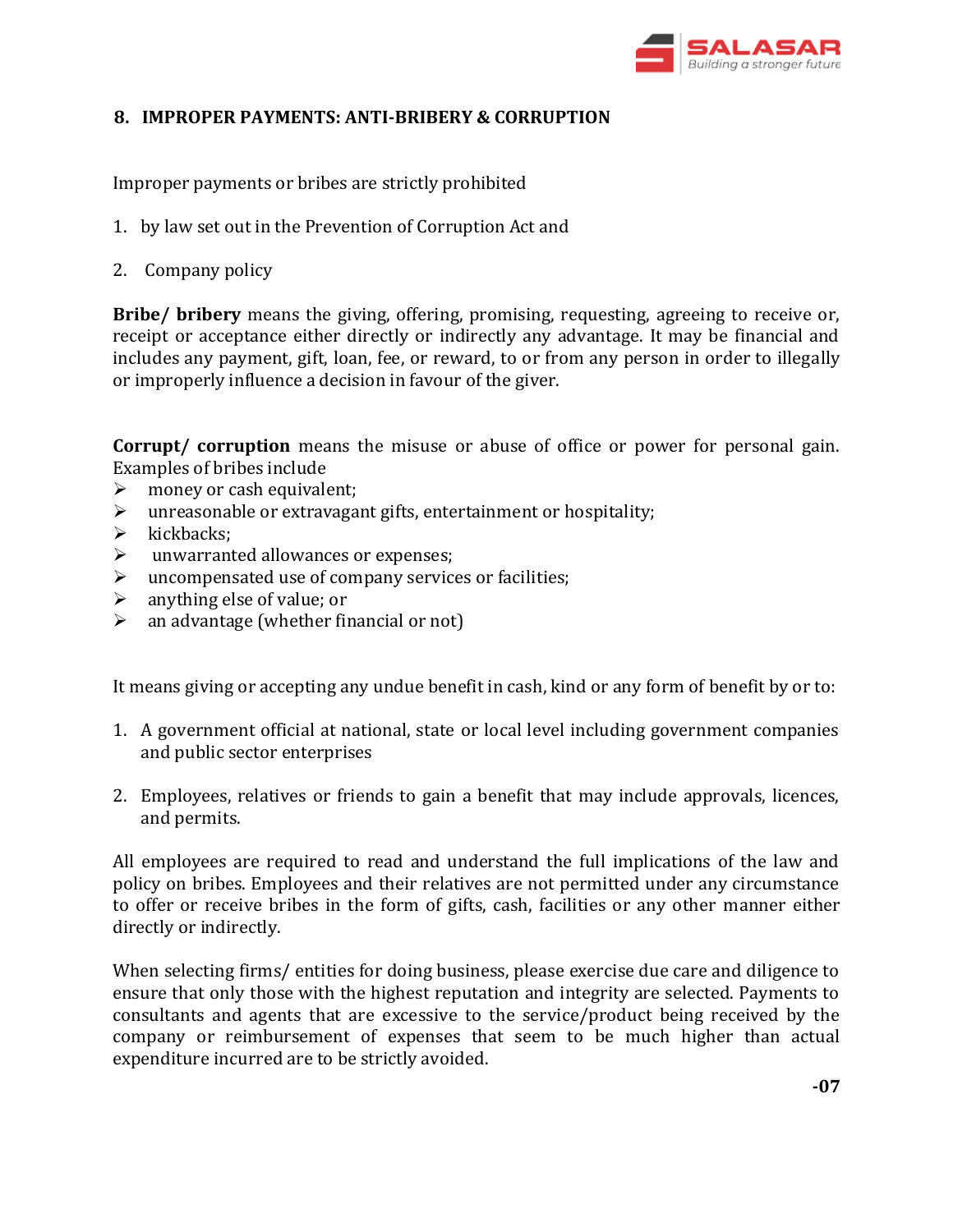## 8. IMPROPER PAYMENTS: ANTI-BRIBERY & CORRUPTION

Improper payments or bribes are strictly prohibited

1. by law set out in the Prevention of Corruption Act and
2. Company policy

**Bribe/ bribery** means the giving, offering, promising, requesting, agreeing to receive or, receipt or acceptance either directly or indirectly any advantage. It may be financial and includes any payment, gift, loan, fee, or reward, to or from any person in order to illegally or improperly influence a decision in favour of the giver.

**Corrupt/ corruption** means the misuse or abuse of office or power for personal gain. Examples of bribes include

- money or cash equivalent;
- unreasonable or extravagant gifts, entertainment or hospitality;
- kickbacks;
- unwarranted allowances or expenses;
- uncompensated use of company services or facilities;
- anything else of value; or
- an advantage (whether financial or not)

It means giving or accepting any undue benefit in cash, kind or any form of benefit by or to:

1. A government official at national, state or local level including government companies and public sector enterprises
2. Employees, relatives or friends to gain a benefit that may include approvals, licences, and permits.

All employees are required to read and understand the full implications of the law and policy on bribes. Employees and their relatives are not permitted under any circumstance to offer or receive bribes in the form of gifts, cash, facilities or any other manner either directly or indirectly.

When selecting firms/ entities for doing business, please exercise due care and diligence to ensure that only those with the highest reputation and integrity are selected. Payments to consultants and agents that are excessive to the service/product being received by the company or reimbursement of expenses that seem to be much higher than actual expenditure incurred are to be strictly avoided.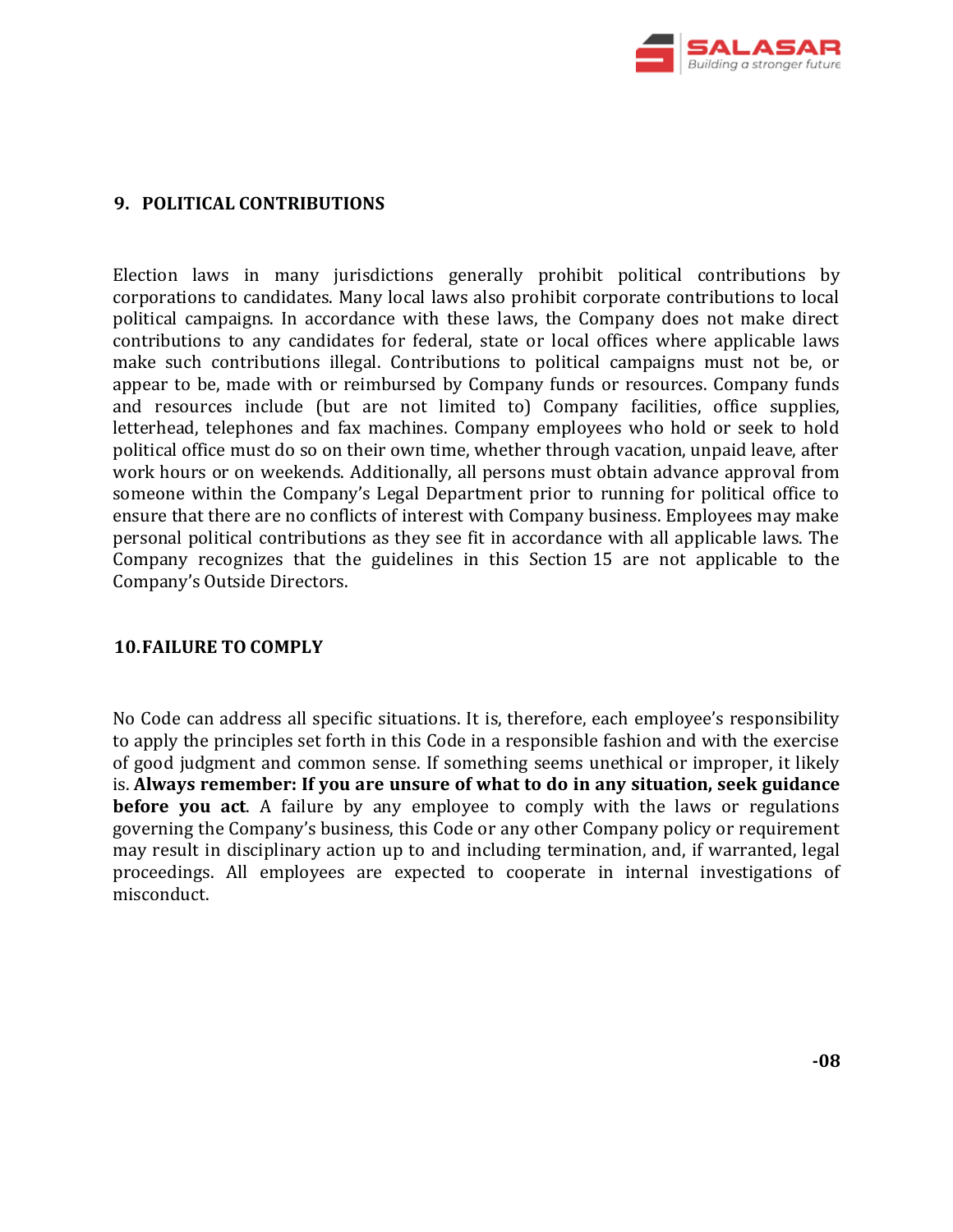## 9. POLITICAL CONTRIBUTIONS

Election laws in many jurisdictions generally prohibit political contributions by corporations to candidates. Many local laws also prohibit corporate contributions to local political campaigns. In accordance with these laws, the Company does not make direct contributions to any candidates for federal, state or local offices where applicable laws make such contributions illegal. Contributions to political campaigns must not be, or appear to be, made with or reimbursed by Company funds or resources. Company funds and resources include (but are not limited to) Company facilities, office supplies, letterhead, telephones and fax machines. Company employees who hold or seek to hold political office must do so on their own time, whether through vacation, unpaid leave, after work hours or on weekends. Additionally, all persons must obtain advance approval from someone within the Company's Legal Department prior to running for political office to ensure that there are no conflicts of interest with Company business. Employees may make personal political contributions as they see fit in accordance with all applicable laws. The Company recognizes that the guidelines in this Section 15 are not applicable to the Company's Outside Directors.

## 10. FAILURE TO COMPLY

No Code can address all specific situations. It is, therefore, each employee's responsibility to apply the principles set forth in this Code in a responsible fashion and with the exercise of good judgment and common sense. If something seems unethical or improper, it likely is. **Always remember: If you are unsure of what to do in any situation, seek guidance before you act**. A failure by any employee to comply with the laws or regulations governing the Company's business, this Code or any other Company policy or requirement may result in disciplinary action up to and including termination, and, if warranted, legal proceedings. All employees are expected to cooperate in internal investigations of misconduct.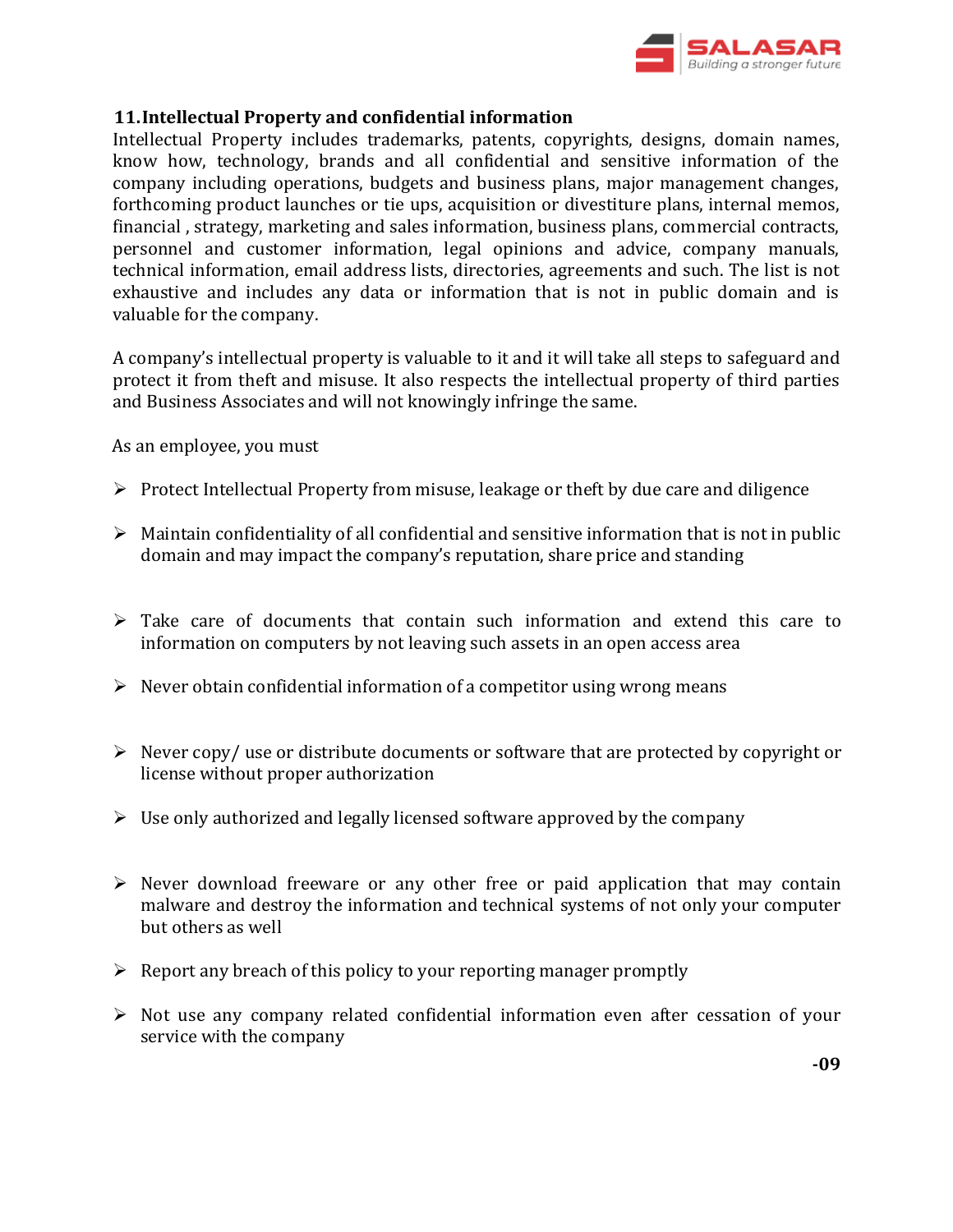## 11. Intellectual Property and confidential information

Intellectual Property includes trademarks, patents, copyrights, designs, domain names, know how, technology, brands and all confidential and sensitive information of the company including operations, budgets and business plans, major management changes, forthcoming product launches or tie ups, acquisition or divestiture plans, internal memos, financial , strategy, marketing and sales information, business plans, commercial contracts, personnel and customer information, legal opinions and advice, company manuals, technical information, email address lists, directories, agreements and such. The list is not exhaustive and includes any data or information that is not in public domain and is valuable for the company.

A company's intellectual property is valuable to it and it will take all steps to safeguard and protect it from theft and misuse. It also respects the intellectual property of third parties and Business Associates and will not knowingly infringe the same.

As an employee, you must

- Protect Intellectual Property from misuse, leakage or theft by due care and diligence
- Maintain confidentiality of all confidential and sensitive information that is not in public domain and may impact the company's reputation, share price and standing
- Take care of documents that contain such information and extend this care to information on computers by not leaving such assets in an open access area
- Never obtain confidential information of a competitor using wrong means
- Never copy/ use or distribute documents or software that are protected by copyright or license without proper authorization
- Use only authorized and legally licensed software approved by the company
- Never download freeware or any other free or paid application that may contain malware and destroy the information and technical systems of not only your computer but others as well
- Report any breach of this policy to your reporting manager promptly
- Not use any company related confidential information even after cessation of your service with the company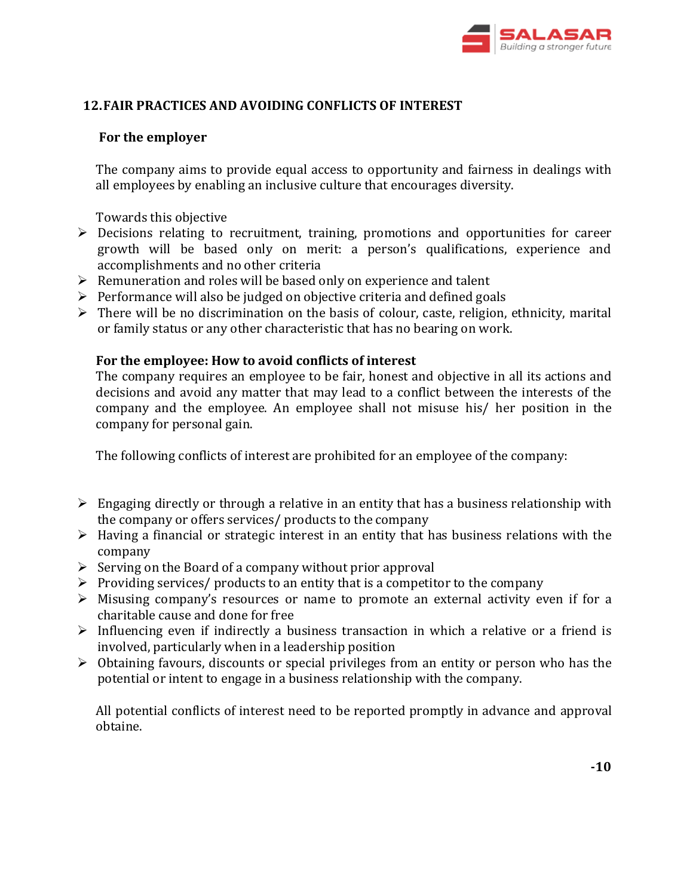## 12. FAIR PRACTICES AND AVOIDING CONFLICTS OF INTEREST

**For the employer**

The company aims to provide equal access to opportunity and fairness in dealings with all employees by enabling an inclusive culture that encourages diversity.

Towards this objective

- Decisions relating to recruitment, training, promotions and opportunities for career growth will be based only on merit: a person's qualifications, experience and accomplishments and no other criteria
- Remuneration and roles will be based only on experience and talent
- Performance will also be judged on objective criteria and defined goals
- There will be no discrimination on the basis of colour, caste, religion, ethnicity, marital or family status or any other characteristic that has no bearing on work.

**For the employee: How to avoid conflicts of interest**

The company requires an employee to be fair, honest and objective in all its actions and decisions and avoid any matter that may lead to a conflict between the interests of the company and the employee. An employee shall not misuse his/ her position in the company for personal gain.

The following conflicts of interest are prohibited for an employee of the company:

- Engaging directly or through a relative in an entity that has a business relationship with the company or offers services/ products to the company
- Having a financial or strategic interest in an entity that has business relations with the company
- Serving on the Board of a company without prior approval
- Providing services/ products to an entity that is a competitor to the company
- Misusing company's resources or name to promote an external activity even if for a charitable cause and done for free
- Influencing even if indirectly a business transaction in which a relative or a friend is involved, particularly when in a leadership position
- Obtaining favours, discounts or special privileges from an entity or person who has the potential or intent to engage in a business relationship with the company.

All potential conflicts of interest need to be reported promptly in advance and approval obtaine.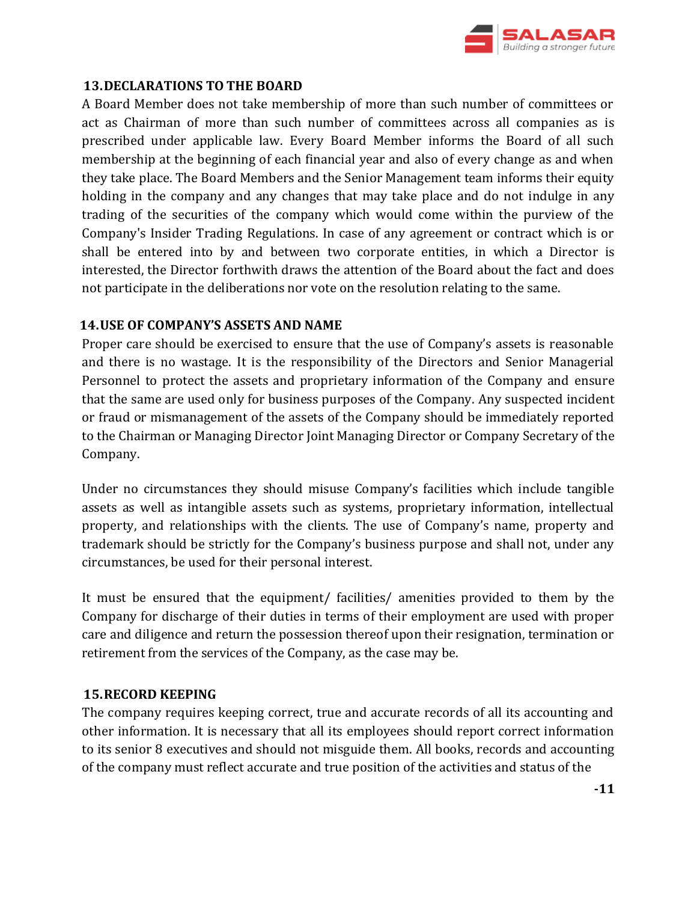## 13. DECLARATIONS TO THE BOARD

A Board Member does not take membership of more than such number of committees or act as Chairman of more than such number of committees across all companies as is prescribed under applicable law. Every Board Member informs the Board of all such membership at the beginning of each financial year and also of every change as and when they take place. The Board Members and the Senior Management team informs their equity holding in the company and any changes that may take place and do not indulge in any trading of the securities of the company which would come within the purview of the Company's Insider Trading Regulations. In case of any agreement or contract which is or shall be entered into by and between two corporate entities, in which a Director is interested, the Director forthwith draws the attention of the Board about the fact and does not participate in the deliberations nor vote on the resolution relating to the same.

## 14. USE OF COMPANY'S ASSETS AND NAME

Proper care should be exercised to ensure that the use of Company's assets is reasonable and there is no wastage. It is the responsibility of the Directors and Senior Managerial Personnel to protect the assets and proprietary information of the Company and ensure that the same are used only for business purposes of the Company. Any suspected incident or fraud or mismanagement of the assets of the Company should be immediately reported to the Chairman or Managing Director Joint Managing Director or Company Secretary of the Company.

Under no circumstances they should misuse Company's facilities which include tangible assets as well as intangible assets such as systems, proprietary information, intellectual property, and relationships with the clients. The use of Company's name, property and trademark should be strictly for the Company's business purpose and shall not, under any circumstances, be used for their personal interest.

It must be ensured that the equipment/ facilities/ amenities provided to them by the Company for discharge of their duties in terms of their employment are used with proper care and diligence and return the possession thereof upon their resignation, termination or retirement from the services of the Company, as the case may be.

## 15. RECORD KEEPING

The company requires keeping correct, true and accurate records of all its accounting and other information. It is necessary that all its employees should report correct information to its senior 8 executives and should not misguide them. All books, records and accounting of the company must reflect accurate and true position of the activities and status of the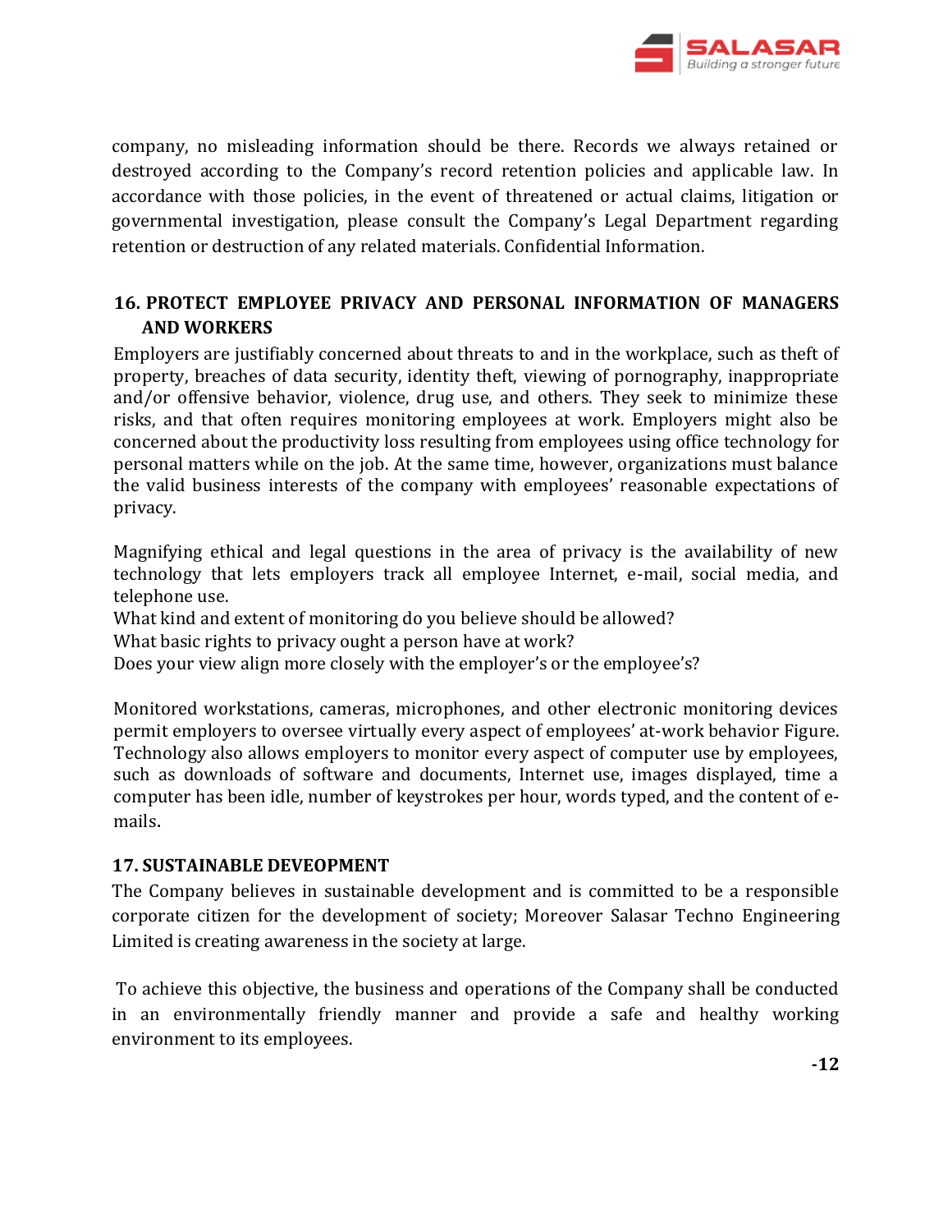company, no misleading information should be there. Records we always retained or destroyed according to the Company's record retention policies and applicable law. In accordance with those policies, in the event of threatened or actual claims, litigation or governmental investigation, please consult the Company's Legal Department regarding retention or destruction of any related materials. Confidential Information.

## 16. PROTECT EMPLOYEE PRIVACY AND PERSONAL INFORMATION OF MANAGERS AND WORKERS

Employers are justifiably concerned about threats to and in the workplace, such as theft of property, breaches of data security, identity theft, viewing of pornography, inappropriate and/or offensive behavior, violence, drug use, and others. They seek to minimize these risks, and that often requires monitoring employees at work. Employers might also be concerned about the productivity loss resulting from employees using office technology for personal matters while on the job. At the same time, however, organizations must balance the valid business interests of the company with employees' reasonable expectations of privacy.

Magnifying ethical and legal questions in the area of privacy is the availability of new technology that lets employers track all employee Internet, e-mail, social media, and telephone use.
What kind and extent of monitoring do you believe should be allowed?
What basic rights to privacy ought a person have at work?
Does your view align more closely with the employer's or the employee's?

Monitored workstations, cameras, microphones, and other electronic monitoring devices permit employers to oversee virtually every aspect of employees' at-work behavior Figure. Technology also allows employers to monitor every aspect of computer use by employees, such as downloads of software and documents, Internet use, images displayed, time a computer has been idle, number of keystrokes per hour, words typed, and the content of e-mails.

## 17. SUSTAINABLE DEVEOPMENT

The Company believes in sustainable development and is committed to be a responsible corporate citizen for the development of society; Moreover Salasar Techno Engineering Limited is creating awareness in the society at large.

To achieve this objective, the business and operations of the Company shall be conducted in an environmentally friendly manner and provide a safe and healthy working environment to its employees.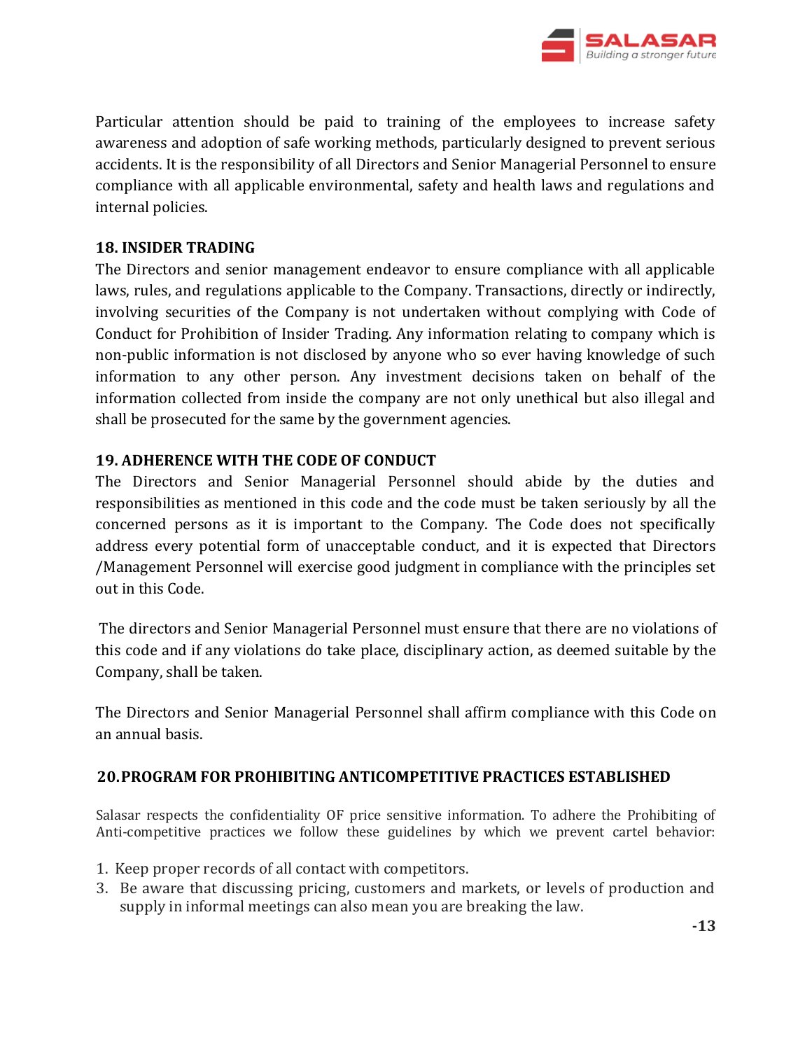Particular attention should be paid to training of the employees to increase safety awareness and adoption of safe working methods, particularly designed to prevent serious accidents. It is the responsibility of all Directors and Senior Managerial Personnel to ensure compliance with all applicable environmental, safety and health laws and regulations and internal policies.

## 18. INSIDER TRADING

The Directors and senior management endeavor to ensure compliance with all applicable laws, rules, and regulations applicable to the Company. Transactions, directly or indirectly, involving securities of the Company is not undertaken without complying with Code of Conduct for Prohibition of Insider Trading. Any information relating to company which is non-public information is not disclosed by anyone who so ever having knowledge of such information to any other person. Any investment decisions taken on behalf of the information collected from inside the company are not only unethical but also illegal and shall be prosecuted for the same by the government agencies.

## 19. ADHERENCE WITH THE CODE OF CONDUCT

The Directors and Senior Managerial Personnel should abide by the duties and responsibilities as mentioned in this code and the code must be taken seriously by all the concerned persons as it is important to the Company. The Code does not specifically address every potential form of unacceptable conduct, and it is expected that Directors /Management Personnel will exercise good judgment in compliance with the principles set out in this Code.

The directors and Senior Managerial Personnel must ensure that there are no violations of this code and if any violations do take place, disciplinary action, as deemed suitable by the Company, shall be taken.

The Directors and Senior Managerial Personnel shall affirm compliance with this Code on an annual basis.

## 20. PROGRAM FOR PROHIBITING ANTICOMPETITIVE PRACTICES ESTABLISHED

Salasar respects the confidentiality OF price sensitive information. To adhere the Prohibiting of Anti-competitive practices we follow these guidelines by which we prevent cartel behavior:

1. Keep proper records of all contact with competitors.
3. Be aware that discussing pricing, customers and markets, or levels of production and supply in informal meetings can also mean you are breaking the law.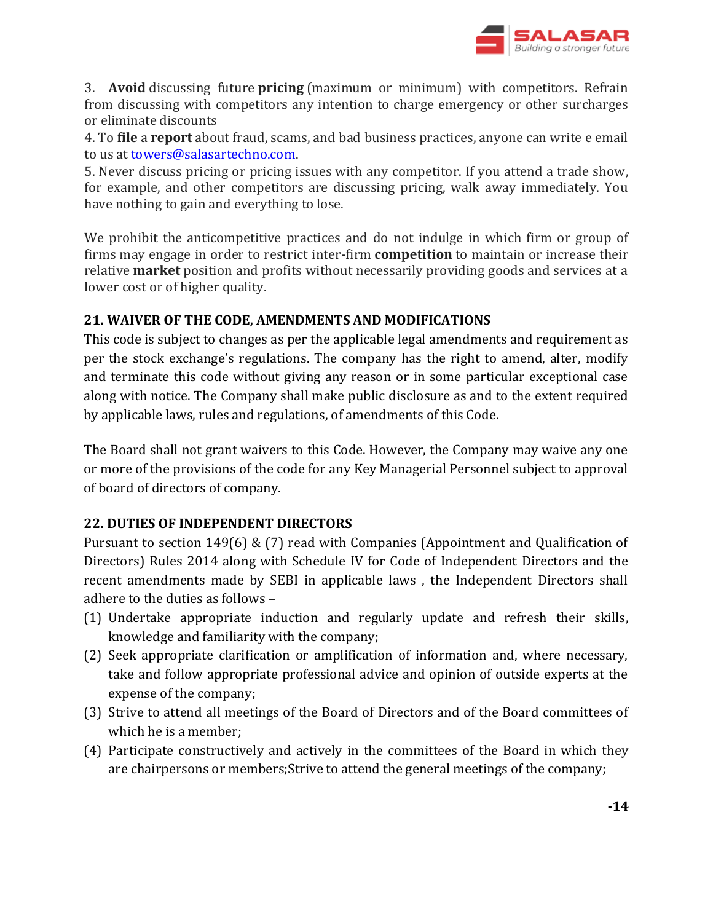3. **Avoid** discussing future **pricing** (maximum or minimum) with competitors. Refrain from discussing with competitors any intention to charge emergency or other surcharges or eliminate discounts

4. To **file** a **report** about fraud, scams, and bad business practices, anyone can write e email to us at towers@salasartechno.com.

5. Never discuss pricing or pricing issues with any competitor. If you attend a trade show, for example, and other competitors are discussing pricing, walk away immediately. You have nothing to gain and everything to lose.

We prohibit the anticompetitive practices and do not indulge in which firm or group of firms may engage in order to restrict inter-firm **competition** to maintain or increase their relative **market** position and profits without necessarily providing goods and services at a lower cost or of higher quality.

## 21. WAIVER OF THE CODE, AMENDMENTS AND MODIFICATIONS

This code is subject to changes as per the applicable legal amendments and requirement as per the stock exchange's regulations. The company has the right to amend, alter, modify and terminate this code without giving any reason or in some particular exceptional case along with notice. The Company shall make public disclosure as and to the extent required by applicable laws, rules and regulations, of amendments of this Code.

The Board shall not grant waivers to this Code. However, the Company may waive any one or more of the provisions of the code for any Key Managerial Personnel subject to approval of board of directors of company.

## 22. DUTIES OF INDEPENDENT DIRECTORS

Pursuant to section 149(6) & (7) read with Companies (Appointment and Qualification of Directors) Rules 2014 along with Schedule IV for Code of Independent Directors and the recent amendments made by SEBI in applicable laws , the Independent Directors shall adhere to the duties as follows –

(1) Undertake appropriate induction and regularly update and refresh their skills, knowledge and familiarity with the company;
(2) Seek appropriate clarification or amplification of information and, where necessary, take and follow appropriate professional advice and opinion of outside experts at the expense of the company;
(3) Strive to attend all meetings of the Board of Directors and of the Board committees of which he is a member;
(4) Participate constructively and actively in the committees of the Board in which they are chairpersons or members;Strive to attend the general meetings of the company;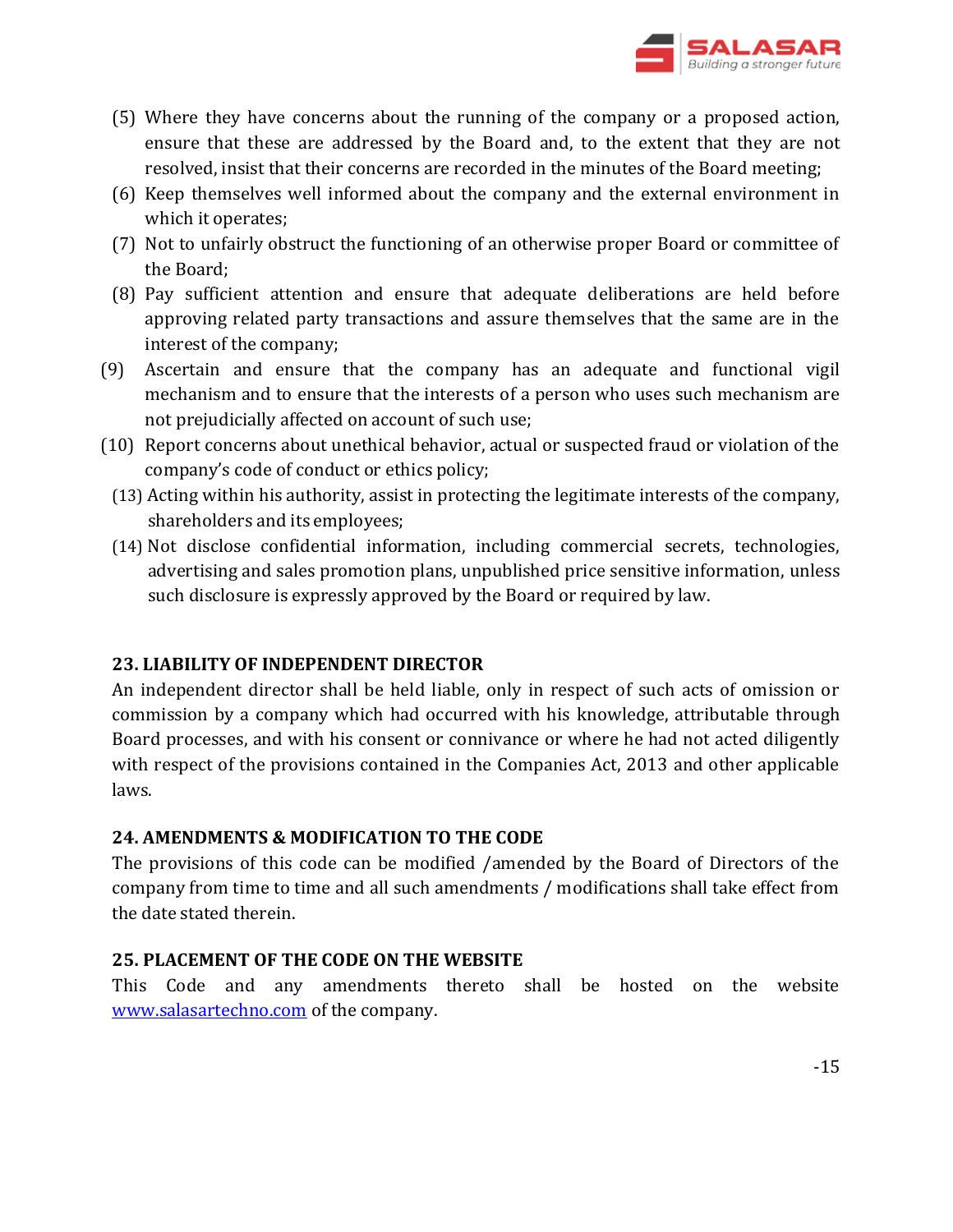(5) Where they have concerns about the running of the company or a proposed action, ensure that these are addressed by the Board and, to the extent that they are not resolved, insist that their concerns are recorded in the minutes of the Board meeting;

(6) Keep themselves well informed about the company and the external environment in which it operates;

(7) Not to unfairly obstruct the functioning of an otherwise proper Board or committee of the Board;

(8) Pay sufficient attention and ensure that adequate deliberations are held before approving related party transactions and assure themselves that the same are in the interest of the company;

(9) Ascertain and ensure that the company has an adequate and functional vigil mechanism and to ensure that the interests of a person who uses such mechanism are not prejudicially affected on account of such use;

(10) Report concerns about unethical behavior, actual or suspected fraud or violation of the company's code of conduct or ethics policy;

(13) Acting within his authority, assist in protecting the legitimate interests of the company, shareholders and its employees;

(14) Not disclose confidential information, including commercial secrets, technologies, advertising and sales promotion plans, unpublished price sensitive information, unless such disclosure is expressly approved by the Board or required by law.

**23. LIABILITY OF INDEPENDENT DIRECTOR**

An independent director shall be held liable, only in respect of such acts of omission or commission by a company which had occurred with his knowledge, attributable through Board processes, and with his consent or connivance or where he had not acted diligently with respect of the provisions contained in the Companies Act, 2013 and other applicable laws.

**24. AMENDMENTS & MODIFICATION TO THE CODE**

The provisions of this code can be modified /amended by the Board of Directors of the company from time to time and all such amendments / modifications shall take effect from the date stated therein.

**25. PLACEMENT OF THE CODE ON THE WEBSITE**

This Code and any amendments thereto shall be hosted on the website [www.salasartechno.com](http://www.salasartechno.com) of the company.